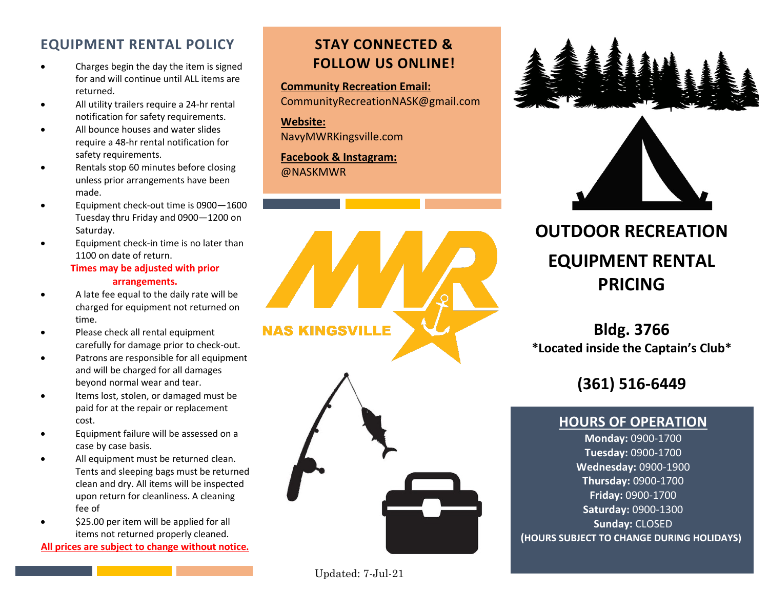## EQUIPMENT RENTAL POLICY

- Charges begin the day the item is signed for and will continue until ALL items are returned.
- All utility trailers require a 24-hr rental notification for safety requirements.
- All bounce houses and water slides require a 48-hr rental notification for safety requirements.
- Rentals stop 60 minutes before closing unless prior arrangements have been made.
- Equipment check-out time is 0900—1600 Tuesday thru Friday and 0900—1200 on Saturday.
- Equipment check-in time is no later than 1100 on date of return.

**Times may be adjusted with prior arrangements.**

- A late fee equal to the daily rate will be charged for equipment not returned on time.
- Please check all rental equipment carefully for damage prior to check-out.
- Patrons are responsible for all equipment and will be charged for all damages beyond normal wear and tear.
- Items lost, stolen, or damaged must be paid for at the repair or replacement cost.
- Equipment failure will be assessed on a case by case basis.
- All equipment must be returned clean. Tents and sleeping bags must be returned clean and dry. All items will be inspected upon return for cleanliness. A cleaning fee of
- $25.00 per item will be applied for all items not returned properly cleaned.

**All prices are subject to change without notice.**

## STAY CONNECTED & FOLLOW US ONLINE!

**Community Recreation Email:**
CommunityRecreationNASK@gmail.com

**Website:**
NavyMWRKingsville.com

**Facebook & Instagram:**
@NASKMWR

MWR NAS KINGSVILLE

Updated: 7-Jul-21

# OUTDOOR RECREATION

# EQUIPMENT RENTAL PRICING

## Bldg. 3766

**\*Located inside the Captain's Club\***

## (361) 516-6449

### HOURS OF OPERATION

**Monday:** 0900-1700
**Tuesday:** 0900-1700
**Wednesday:** 0900-1900
**Thursday:** 0900-1700
**Friday:** 0900-1700
**Saturday:** 0900-1300
**Sunday:** CLOSED

**(HOURS SUBJECT TO CHANGE DURING HOLIDAYS)**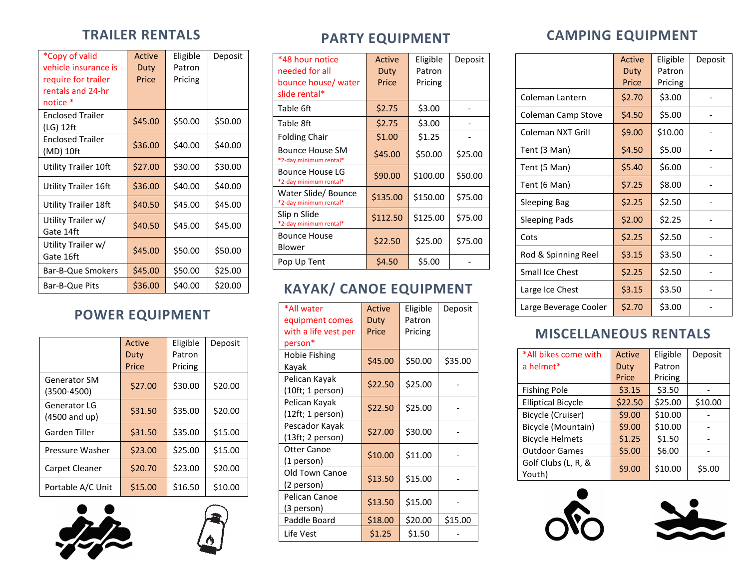## TRAILER RENTALS

| *Copy of valid vehicle insurance is require for trailer rentals and 24-hr notice * | Active Duty Price | Eligible Patron Pricing | Deposit |
|---|---|---|---|
| Enclosed Trailer (LG) 12ft | $45.00 | $50.00 | $50.00 |
| Enclosed Trailer (MD) 10ft | $36.00 | $40.00 | $40.00 |
| Utility Trailer 10ft | $27.00 | $30.00 | $30.00 |
| Utility Trailer 16ft | $36.00 | $40.00 | $40.00 |
| Utility Trailer 18ft | $40.50 | $45.00 | $45.00 |
| Utility Trailer w/ Gate 14ft | $40.50 | $45.00 | $45.00 |
| Utility Trailer w/ Gate 16ft | $45.00 | $50.00 | $50.00 |
| Bar-B-Que Smokers | $45.00 | $50.00 | $25.00 |
| Bar-B-Que Pits | $36.00 | $40.00 | $20.00 |

## POWER EQUIPMENT

| | Active Duty Price | Eligible Patron Pricing | Deposit |
|---|---|---|---|
| Generator SM (3500-4500) | $27.00 | $30.00 | $20.00 |
| Generator LG (4500 and up) | $31.50 | $35.00 | $20.00 |
| Garden Tiller | $31.50 | $35.00 | $15.00 |
| Pressure Washer | $23.00 | $25.00 | $15.00 |
| Carpet Cleaner | $20.70 | $23.00 | $20.00 |
| Portable A/C Unit | $15.00 | $16.50 | $10.00 |

## PARTY EQUIPMENT

| *48 hour notice needed for all bounce house/ water slide rental* | Active Duty Price | Eligible Patron Pricing | Deposit |
|---|---|---|---|
| Table 6ft | $2.75 | $3.00 | - |
| Table 8ft | $2.75 | $3.00 | - |
| Folding Chair | $1.00 | $1.25 | - |
| Bounce House SM *2-day minimum rental* | $45.00 | $50.00 | $25.00 |
| Bounce House LG *2-day minimum rental* | $90.00 | $100.00 | $50.00 |
| Water Slide/ Bounce *2-day minimum rental* | $135.00 | $150.00 | $75.00 |
| Slip n Slide *2-day minimum rental* | $112.50 | $125.00 | $75.00 |
| Bounce House Blower | $22.50 | $25.00 | $75.00 |
| Pop Up Tent | $4.50 | $5.00 | - |

## KAYAK/ CANOE EQUIPMENT

| *All water equipment comes with a life vest per person* | Active Duty Price | Eligible Patron Pricing | Deposit |
|---|---|---|---|
| Hobie Fishing Kayak | $45.00 | $50.00 | $35.00 |
| Pelican Kayak (10ft; 1 person) | $22.50 | $25.00 | - |
| Pelican Kayak (12ft; 1 person) | $22.50 | $25.00 | - |
| Pescador Kayak (13ft; 2 person) | $27.00 | $30.00 | - |
| Otter Canoe (1 person) | $10.00 | $11.00 | - |
| Old Town Canoe (2 person) | $13.50 | $15.00 | - |
| Pelican Canoe (3 person) | $13.50 | $15.00 | - |
| Paddle Board | $18.00 | $20.00 | $15.00 |
| Life Vest | $1.25 | $1.50 | - |

## CAMPING EQUIPMENT

| | Active Duty Price | Eligible Patron Pricing | Deposit |
|---|---|---|---|
| Coleman Lantern | $2.70 | $3.00 | - |
| Coleman Camp Stove | $4.50 | $5.00 | - |
| Coleman NXT Grill | $9.00 | $10.00 | - |
| Tent (3 Man) | $4.50 | $5.00 | - |
| Tent (5 Man) | $5.40 | $6.00 | - |
| Tent (6 Man) | $7.25 | $8.00 | - |
| Sleeping Bag | $2.25 | $2.50 | - |
| Sleeping Pads | $2.00 | $2.25 | - |
| Cots | $2.25 | $2.50 | - |
| Rod & Spinning Reel | $3.15 | $3.50 | - |
| Small Ice Chest | $2.25 | $2.50 | - |
| Large Ice Chest | $3.15 | $3.50 | - |
| Large Beverage Cooler | $2.70 | $3.00 | - |

## MISCELLANEOUS RENTALS

| *All bikes come with a helmet* | Active Duty Price | Eligible Patron Pricing | Deposit |
|---|---|---|---|
| Fishing Pole | $3.15 | $3.50 | - |
| Elliptical Bicycle | $22.50 | $25.00 | $10.00 |
| Bicycle (Cruiser) | $9.00 | $10.00 | - |
| Bicycle (Mountain) | $9.00 | $10.00 | - |
| Bicycle Helmets | $1.25 | $1.50 | - |
| Outdoor Games | $5.00 | $6.00 | - |
| Golf Clubs (L, R, & Youth) | $9.00 | $10.00 | $5.00 |